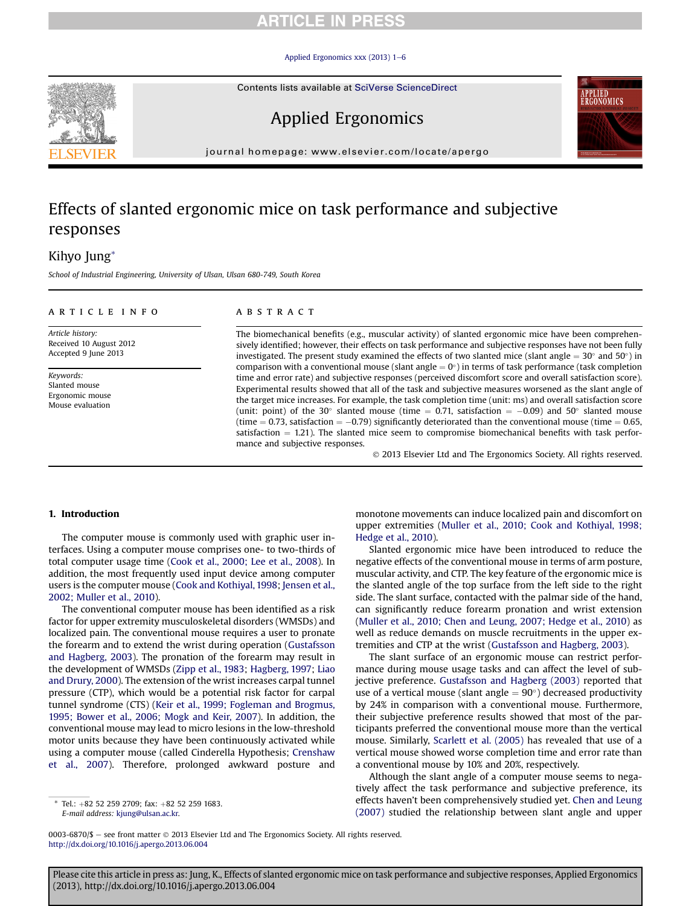# Effects of slanted ergonomic mice on task performance and subjective responses

Kihyo Jung*

*School of Industrial Engineering, University of Ulsan, Ulsan 680-749, South Korea*

## ARTICLE INFO

*Article history:*
Received 10 August 2012
Accepted 9 June 2013

*Keywords:*
Slanted mouse
Ergonomic mouse
Mouse evaluation

## ABSTRACT

The biomechanical benefits (e.g., muscular activity) of slanted ergonomic mice have been comprehensively identified; however, their effects on task performance and subjective responses have not been fully investigated. The present study examined the effects of two slanted mice (slant angle = 30° and 50°) in comparison with a conventional mouse (slant angle = 0°) in terms of task performance (task completion time and error rate) and subjective responses (perceived discomfort score and overall satisfaction score). Experimental results showed that all of the task and subjective measures worsened as the slant angle of the target mice increases. For example, the task completion time (unit: ms) and overall satisfaction score (unit: point) of the 30° slanted mouse (time = 0.71, satisfaction = −0.09) and 50° slanted mouse (time = 0.73, satisfaction = −0.79) significantly deteriorated than the conventional mouse (time = 0.65, satisfaction = 1.21). The slanted mice seem to compromise biomechanical benefits with task performance and subjective responses.

© 2013 Elsevier Ltd and The Ergonomics Society. All rights reserved.

## 1. Introduction

The computer mouse is commonly used with graphic user interfaces. Using a computer mouse comprises one- to two-thirds of total computer usage time (Cook et al., 2000; Lee et al., 2008). In addition, the most frequently used input device among computer users is the computer mouse (Cook and Kothiyal, 1998; Jensen et al., 2002; Muller et al., 2010).

The conventional computer mouse has been identified as a risk factor for upper extremity musculoskeletal disorders (WMSDs) and localized pain. The conventional mouse requires a user to pronate the forearm and to extend the wrist during operation (Gustafsson and Hagberg, 2003). The pronation of the forearm may result in the development of WMSDs (Zipp et al., 1983; Hagberg, 1997; Liao and Drury, 2000). The extension of the wrist increases carpal tunnel pressure (CTP), which would be a potential risk factor for carpal tunnel syndrome (CTS) (Keir et al., 1999; Fogleman and Brogmus, 1995; Bower et al., 2006; Mogk and Keir, 2007). In addition, the conventional mouse may lead to micro lesions in the low-threshold motor units because they have been continuously activated while using a computer mouse (called Cinderella Hypothesis; Crenshaw et al., 2007). Therefore, prolonged awkward posture and monotone movements can induce localized pain and discomfort on upper extremities (Muller et al., 2010; Cook and Kothiyal, 1998; Hedge et al., 2010).

Slanted ergonomic mice have been introduced to reduce the negative effects of the conventional mouse in terms of arm posture, muscular activity, and CTP. The key feature of the ergonomic mice is the slanted angle of the top surface from the left side to the right side. The slant surface, contacted with the palmar side of the hand, can significantly reduce forearm pronation and wrist extension (Muller et al., 2010; Chen and Leung, 2007; Hedge et al., 2010) as well as reduce demands on muscle recruitments in the upper extremities and CTP at the wrist (Gustafsson and Hagberg, 2003).

The slant surface of an ergonomic mouse can restrict performance during mouse usage tasks and can affect the level of subjective preference. Gustafsson and Hagberg (2003) reported that use of a vertical mouse (slant angle = 90°) decreased productivity by 24% in comparison with a conventional mouse. Furthermore, their subjective preference results showed that most of the participants preferred the conventional mouse more than the vertical mouse. Similarly, Scarlett et al. (2005) has revealed that use of a vertical mouse showed worse completion time and error rate than a conventional mouse by 10% and 20%, respectively.

Although the slant angle of a computer mouse seems to negatively affect the task performance and subjective preference, its effects haven't been comprehensively studied yet. Chen and Leung (2007) studied the relationship between slant angle and upper

---

* Tel.: +82 52 259 2709; fax: +82 52 259 1683.
*E-mail address:* kjung@ulsan.ac.kr.

0003-6870/$ – see front matter © 2013 Elsevier Ltd and The Ergonomics Society. All rights reserved.
http://dx.doi.org/10.1016/j.apergo.2013.06.004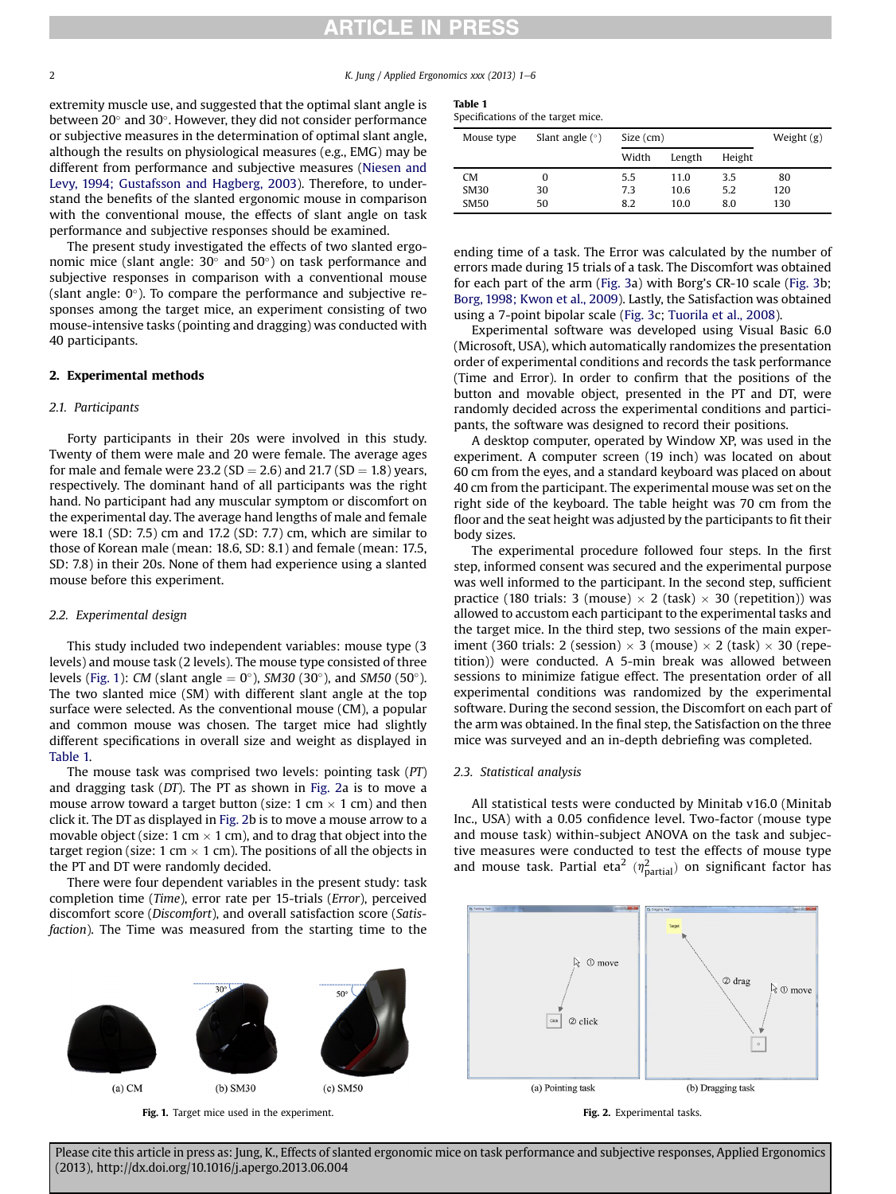extremity muscle use, and suggested that the optimal slant angle is between 20° and 30°. However, they did not consider performance or subjective measures in the determination of optimal slant angle, although the results on physiological measures (e.g., EMG) may be different from performance and subjective measures (Niesen and Levy, 1994; Gustafsson and Hagberg, 2003). Therefore, to understand the benefits of the slanted ergonomic mouse in comparison with the conventional mouse, the effects of slant angle on task performance and subjective responses should be examined.

The present study investigated the effects of two slanted ergonomic mice (slant angle: 30° and 50°) on task performance and subjective responses in comparison with a conventional mouse (slant angle: 0°). To compare the performance and subjective responses among the target mice, an experiment consisting of two mouse-intensive tasks (pointing and dragging) was conducted with 40 participants.

## 2. Experimental methods

### 2.1. Participants

Forty participants in their 20s were involved in this study. Twenty of them were male and 20 were female. The average ages for male and female were 23.2 (SD = 2.6) and 21.7 (SD = 1.8) years, respectively. The dominant hand of all participants was the right hand. No participant had any muscular symptom or discomfort on the experimental day. The average hand lengths of male and female were 18.1 (SD: 7.5) cm and 17.2 (SD: 7.7) cm, which are similar to those of Korean male (mean: 18.6, SD: 8.1) and female (mean: 17.5, SD: 7.8) in their 20s. None of them had experience using a slanted mouse before this experiment.

### 2.2. Experimental design

This study included two independent variables: mouse type (3 levels) and mouse task (2 levels). The mouse type consisted of three levels (Fig. 1): *CM* (slant angle = 0°), *SM30* (30°), and *SM50* (50°). The two slanted mice (SM) with different slant angle at the top surface were selected. As the conventional mouse (CM), a popular and common mouse was chosen. The target mice had slightly different specifications in overall size and weight as displayed in Table 1.

The mouse task was comprised two levels: pointing task (*PT*) and dragging task (*DT*). The PT as shown in Fig. 2a is to move a mouse arrow toward a target button (size: 1 cm × 1 cm) and then click it. The DT as displayed in Fig. 2b is to move a mouse arrow to a movable object (size: 1 cm × 1 cm), and to drag that object into the target region (size: 1 cm × 1 cm). The positions of all the objects in the PT and DT were randomly decided.

There were four dependent variables in the present study: task completion time (*Time*), error rate per 15-trials (*Error*), perceived discomfort score (*Discomfort*), and overall satisfaction score (*Satisfaction*). The Time was measured from the starting time to the ending time of a task. The Error was calculated by the number of errors made during 15 trials of a task. The Discomfort was obtained for each part of the arm (Fig. 3a) with Borg's CR-10 scale (Fig. 3b; Borg, 1998; Kwon et al., 2009). Lastly, the Satisfaction was obtained using a 7-point bipolar scale (Fig. 3c; Tuorila et al., 2008).

Experimental software was developed using Visual Basic 6.0 (Microsoft, USA), which automatically randomizes the presentation order of experimental conditions and records the task performance (Time and Error). In order to confirm that the positions of the button and movable object, presented in the PT and DT, were randomly decided across the experimental conditions and participants, the software was designed to record their positions.

A desktop computer, operated by Window XP, was used in the experiment. A computer screen (19 inch) was located on about 60 cm from the eyes, and a standard keyboard was placed on about 40 cm from the participant. The experimental mouse was set on the right side of the keyboard. The table height was 70 cm from the floor and the seat height was adjusted by the participants to fit their body sizes.

The experimental procedure followed four steps. In the first step, informed consent was secured and the experimental purpose was well informed to the participant. In the second step, sufficient practice (180 trials: 3 (mouse) × 2 (task) × 30 (repetition)) was allowed to accustom each participant to the experimental tasks and the target mice. In the third step, two sessions of the main experiment (360 trials: 2 (session) × 3 (mouse) × 2 (task) × 30 (repetition)) were conducted. A 5-min break was allowed between sessions to minimize fatigue effect. The presentation order of all experimental conditions was randomized by the experimental software. During the second session, the Discomfort on each part of the arm was obtained. In the final step, the Satisfaction on the three mice was surveyed and an in-depth debriefing was completed.

### 2.3. Statistical analysis

All statistical tests were conducted by Minitab v16.0 (Minitab Inc., USA) with a 0.05 confidence level. Two-factor (mouse type and mouse task) within-subject ANOVA on the task and subjective measures were conducted to test the effects of mouse type and mouse task. Partial eta[2] ($\eta^2_{\text{partial}}$) on significant factor has

**Table 1**
Specifications of the target mice.

| Mouse type | Slant angle (°) | Size (cm) | | | Weight (g) |
|---|---|---|---|---|---|
| | | Width | Length | Height | |
| CM | 0 | 5.5 | 11.0 | 3.5 | 80 |
| SM30 | 30 | 7.3 | 10.6 | 5.2 | 120 |
| SM50 | 50 | 8.2 | 10.0 | 8.0 | 130 |

Fig. 1. Target mice used in the experiment.

Fig. 2. Experimental tasks.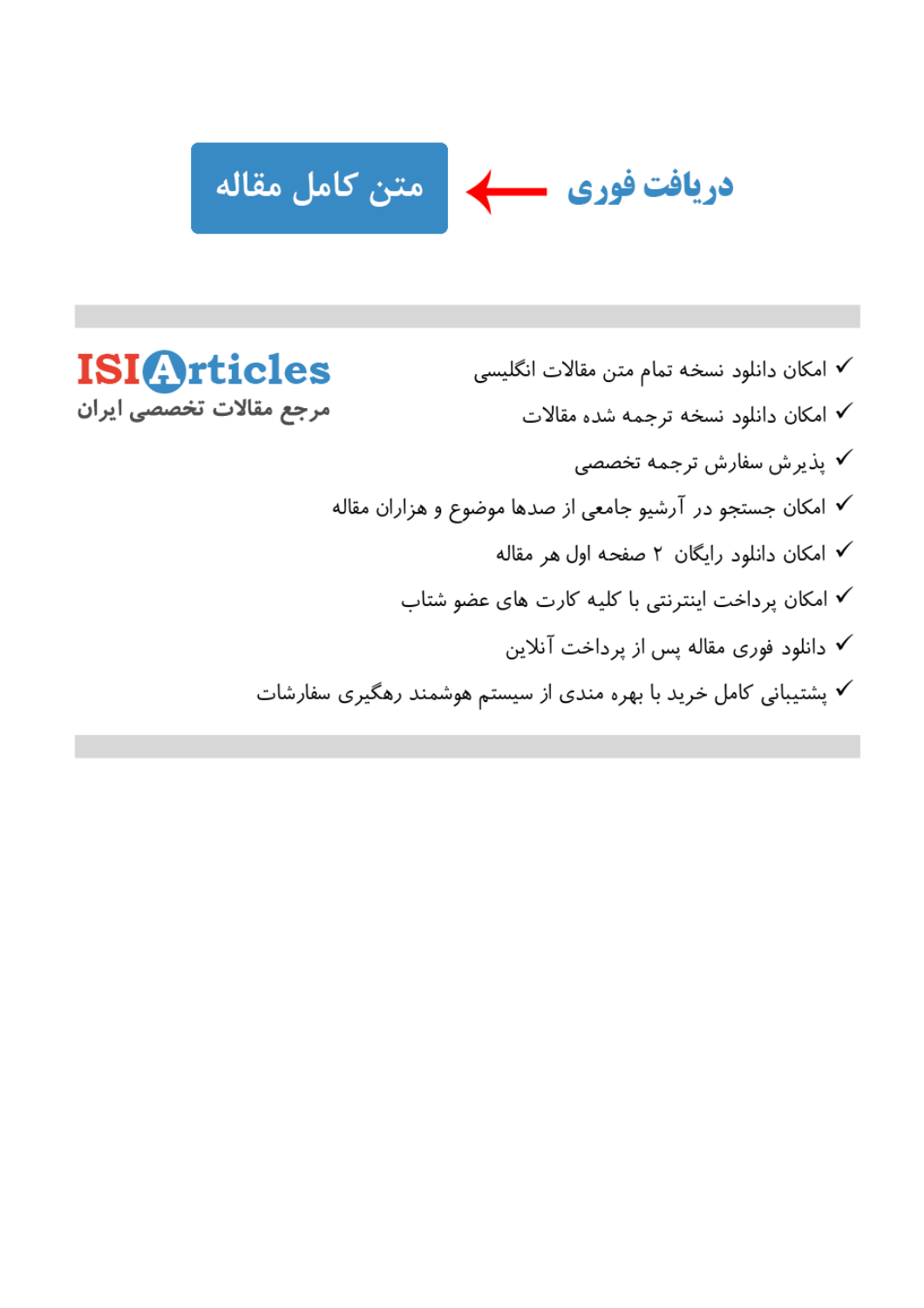دریافت فوری ← متن کامل مقاله

**ISIArticles**
مرجع مقالات تخصصی ایران

- ✓ امکان دانلود نسخه تمام متن مقالات انگلیسی
- ✓ امکان دانلود نسخه ترجمه شده مقالات
- ✓ پذیرش سفارش ترجمه تخصصی
- ✓ امکان جستجو در آرشیو جامعی از صدها موضوع و هزاران مقاله
- ✓ امکان دانلود رایگان ۲ صفحه اول هر مقاله
- ✓ امکان پرداخت اینترنتی با کلیه کارت های عضو شتاب
- ✓ دانلود فوری مقاله پس از پرداخت آنلاین
- ✓ پشتیبانی کامل خرید با بهره مندی از سیستم هوشمند رهگیری سفارشات